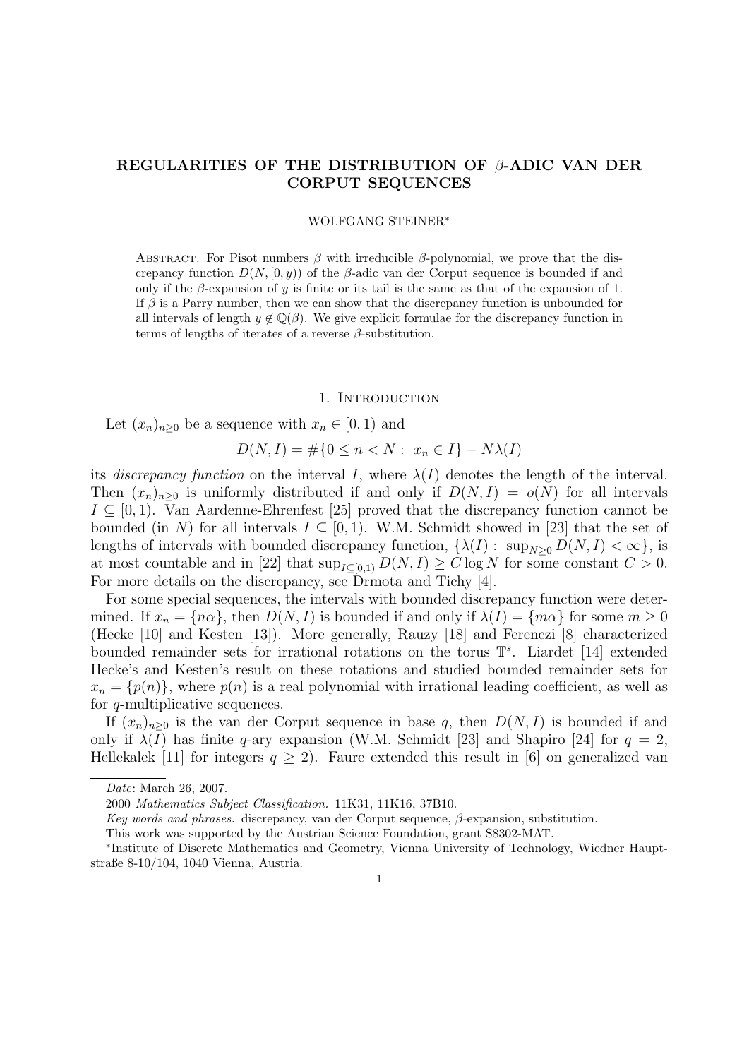# REGULARITIES OF THE DISTRIBUTION OF $\beta$-ADIC VAN DER CORPUT SEQUENCES

WOLFGANG STEINER*

Abstract. For Pisot numbers $\beta$ with irreducible $\beta$-polynomial, we prove that the discrepancy function $D(N, [0, y))$ of the $\beta$-adic van der Corput sequence is bounded if and only if the $\beta$-expansion of $y$ is finite or its tail is the same as that of the expansion of 1. If $\beta$ is a Parry number, then we can show that the discrepancy function is unbounded for all intervals of length $y \notin \mathbb{Q}(\beta)$. We give explicit formulae for the discrepancy function in terms of lengths of iterates of a reverse $\beta$-substitution.

## 1. Introduction

Let $(x_n)_{n\geq 0}$ be a sequence with $x_n \in [0, 1)$ and

$$D(N, I) = \#\{0 \leq n < N : \ x_n \in I\} - N\lambda(I)$$

its *discrepancy function* on the interval $I$, where $\lambda(I)$ denotes the length of the interval. Then $(x_n)_{n\geq 0}$ is uniformly distributed if and only if $D(N, I) = o(N)$ for all intervals $I \subseteq [0, 1)$. Van Aardenne-Ehrenfest [25] proved that the discrepancy function cannot be bounded (in $N$) for all intervals $I \subseteq [0, 1)$. W.M. Schmidt showed in [23] that the set of lengths of intervals with bounded discrepancy function, $\{\lambda(I) : \ \sup_{N\geq 0} D(N, I) < \infty\}$, is at most countable and in [22] that $\sup_{I\subseteq[0,1)} D(N, I) \geq C \log N$ for some constant $C > 0$. For more details on the discrepancy, see Drmota and Tichy [4].

For some special sequences, the intervals with bounded discrepancy function were determined. If $x_n = \{n\alpha\}$, then $D(N, I)$ is bounded if and only if $\lambda(I) = \{m\alpha\}$ for some $m \geq 0$ (Hecke [10] and Kesten [13]). More generally, Rauzy [18] and Ferenczi [8] characterized bounded remainder sets for irrational rotations on the torus $\mathbb{T}^s$. Liardet [14] extended Hecke's and Kesten's result on these rotations and studied bounded remainder sets for $x_n = \{p(n)\}$, where $p(n)$ is a real polynomial with irrational leading coefficient, as well as for $q$-multiplicative sequences.

If $(x_n)_{n\geq 0}$ is the van der Corput sequence in base $q$, then $D(N, I)$ is bounded if and only if $\lambda(I)$ has finite $q$-ary expansion (W.M. Schmidt [23] and Shapiro [24] for $q = 2$, Hellekalek [11] for integers $q \geq 2$). Faure extended this result in [6] on generalized van

---

*Date*: March 26, 2007.

2000 *Mathematics Subject Classification.* 11K31, 11K16, 37B10.

*Key words and phrases.* discrepancy, van der Corput sequence, $\beta$-expansion, substitution.

This work was supported by the Austrian Science Foundation, grant S8302-MAT.

*Institute of Discrete Mathematics and Geometry, Vienna University of Technology, Wiedner Hauptstraße 8-10/104, 1040 Vienna, Austria.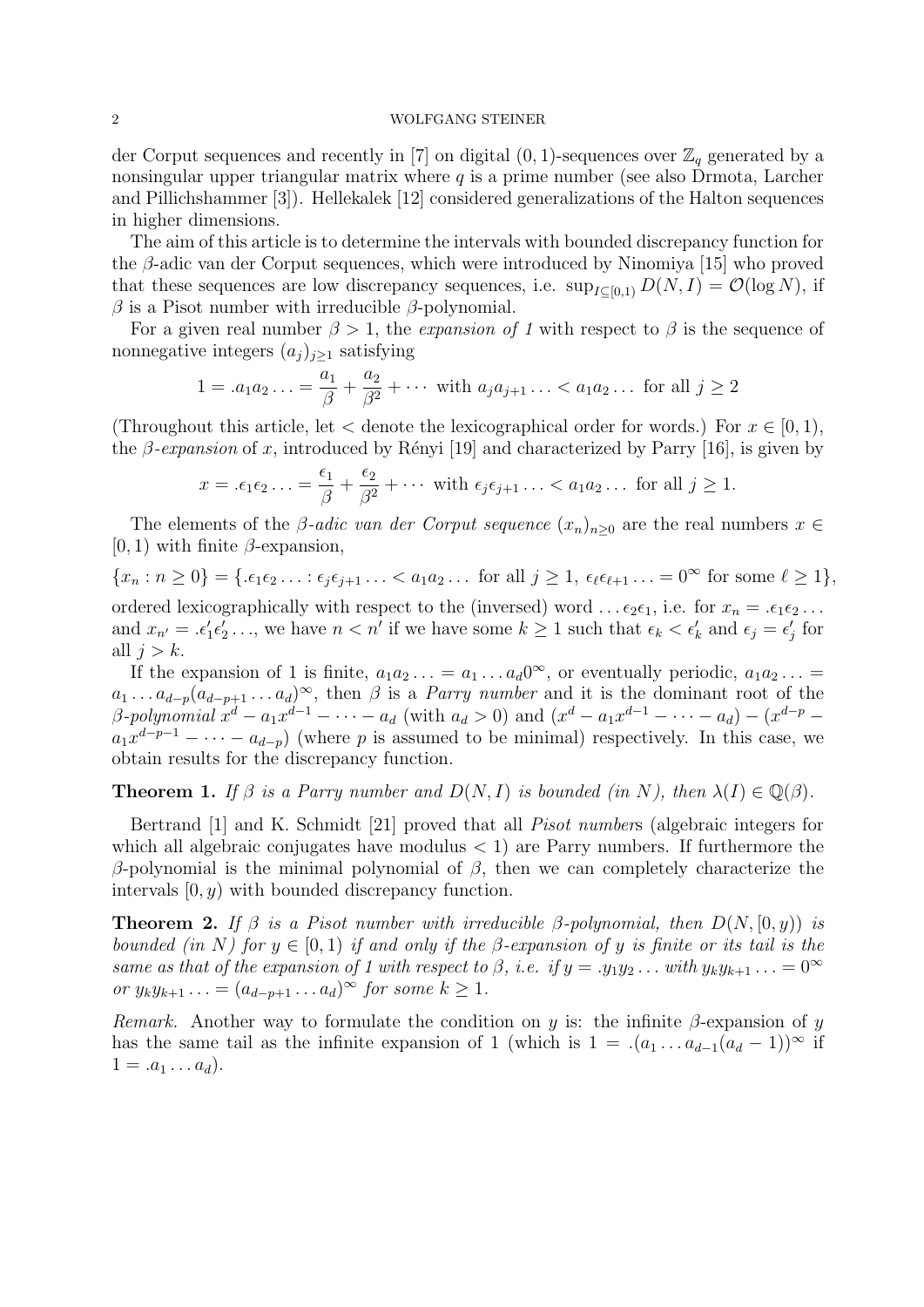der Corput sequences and recently in [7] on digital $(0,1)$-sequences over $\mathbb{Z}_q$ generated by a nonsingular upper triangular matrix where $q$ is a prime number (see also Drmota, Larcher and Pillichshammer [3]). Hellekalek [12] considered generalizations of the Halton sequences in higher dimensions.

The aim of this article is to determine the intervals with bounded discrepancy function for the $\beta$-adic van der Corput sequences, which were introduced by Ninomiya [15] who proved that these sequences are low discrepancy sequences, i.e. $\sup_{I\subseteq[0,1)} D(N,I) = \mathcal{O}(\log N)$, if $\beta$ is a Pisot number with irreducible $\beta$-polynomial.

For a given real number $\beta > 1$, the *expansion of 1* with respect to $\beta$ is the sequence of nonnegative integers $(a_j)_{j\geq 1}$ satisfying

$$1 = .a_1a_2\ldots = \frac{a_1}{\beta} + \frac{a_2}{\beta^2} + \cdots \text{ with } a_ja_{j+1}\ldots < a_1a_2\ldots \text{ for all } j\geq 2$$

(Throughout this article, let $<$ denote the lexicographical order for words.) For $x \in [0,1)$, the *$\beta$-expansion* of $x$, introduced by Rényi [19] and characterized by Parry [16], is given by

$$x = .\epsilon_1\epsilon_2\ldots = \frac{\epsilon_1}{\beta} + \frac{\epsilon_2}{\beta^2} + \cdots \text{ with } \epsilon_j\epsilon_{j+1}\ldots < a_1a_2\ldots \text{ for all } j\geq 1.$$

The elements of the *$\beta$-adic van der Corput sequence* $(x_n)_{n\geq 0}$ are the real numbers $x \in [0,1)$ with finite $\beta$-expansion,

$$\{x_n : n\geq 0\} = \{.\epsilon_1\epsilon_2\ldots : \epsilon_j\epsilon_{j+1}\ldots < a_1a_2\ldots \text{ for all } j\geq 1,\ \epsilon_\ell\epsilon_{\ell+1}\ldots = 0^\infty \text{ for some } \ell\geq 1\},$$

ordered lexicographically with respect to the (inversed) word $\ldots\epsilon_2\epsilon_1$, i.e. for $x_n = .\epsilon_1\epsilon_2\ldots$ and $x_{n'} = .\epsilon'_1\epsilon'_2\ldots$, we have $n < n'$ if we have some $k\geq 1$ such that $\epsilon_k < \epsilon'_k$ and $\epsilon_j = \epsilon'_j$ for all $j > k$.

If the expansion of 1 is finite, $a_1a_2\ldots = a_1\ldots a_d0^\infty$, or eventually periodic, $a_1a_2\ldots = a_1\ldots a_{d-p}(a_{d-p+1}\ldots a_d)^\infty$, then $\beta$ is a *Parry number* and it is the dominant root of the $\beta$-*polynomial* $x^d - a_1x^{d-1} - \cdots - a_d$ (with $a_d > 0$) and $(x^d - a_1x^{d-1} - \cdots - a_d) - (x^{d-p} - a_1x^{d-p-1} - \cdots - a_{d-p})$ (where $p$ is assumed to be minimal) respectively. In this case, we obtain results for the discrepancy function.

**Theorem 1.** *If $\beta$ is a Parry number and $D(N,I)$ is bounded (in $N$), then $\lambda(I)\in\mathbb{Q}(\beta)$.*

Bertrand [1] and K. Schmidt [21] proved that all *Pisot number*s (algebraic integers for which all algebraic conjugates have modulus $< 1$) are Parry numbers. If furthermore the $\beta$-polynomial is the minimal polynomial of $\beta$, then we can completely characterize the intervals $[0,y)$ with bounded discrepancy function.

**Theorem 2.** *If $\beta$ is a Pisot number with irreducible $\beta$-polynomial, then $D(N,[0,y))$ is bounded (in $N$) for $y\in[0,1)$ if and only if the $\beta$-expansion of $y$ is finite or its tail is the same as that of the expansion of 1 with respect to $\beta$, i.e. if $y = .y_1y_2\ldots$ with $y_ky_{k+1}\ldots = 0^\infty$ or $y_ky_{k+1}\ldots = (a_{d-p+1}\ldots a_d)^\infty$ for some $k\geq 1$.*

*Remark.* Another way to formulate the condition on $y$ is: the infinite $\beta$-expansion of $y$ has the same tail as the infinite expansion of 1 (which is $1 = .(a_1\ldots a_{d-1}(a_d-1))^\infty$ if $1 = .a_1\ldots a_d$).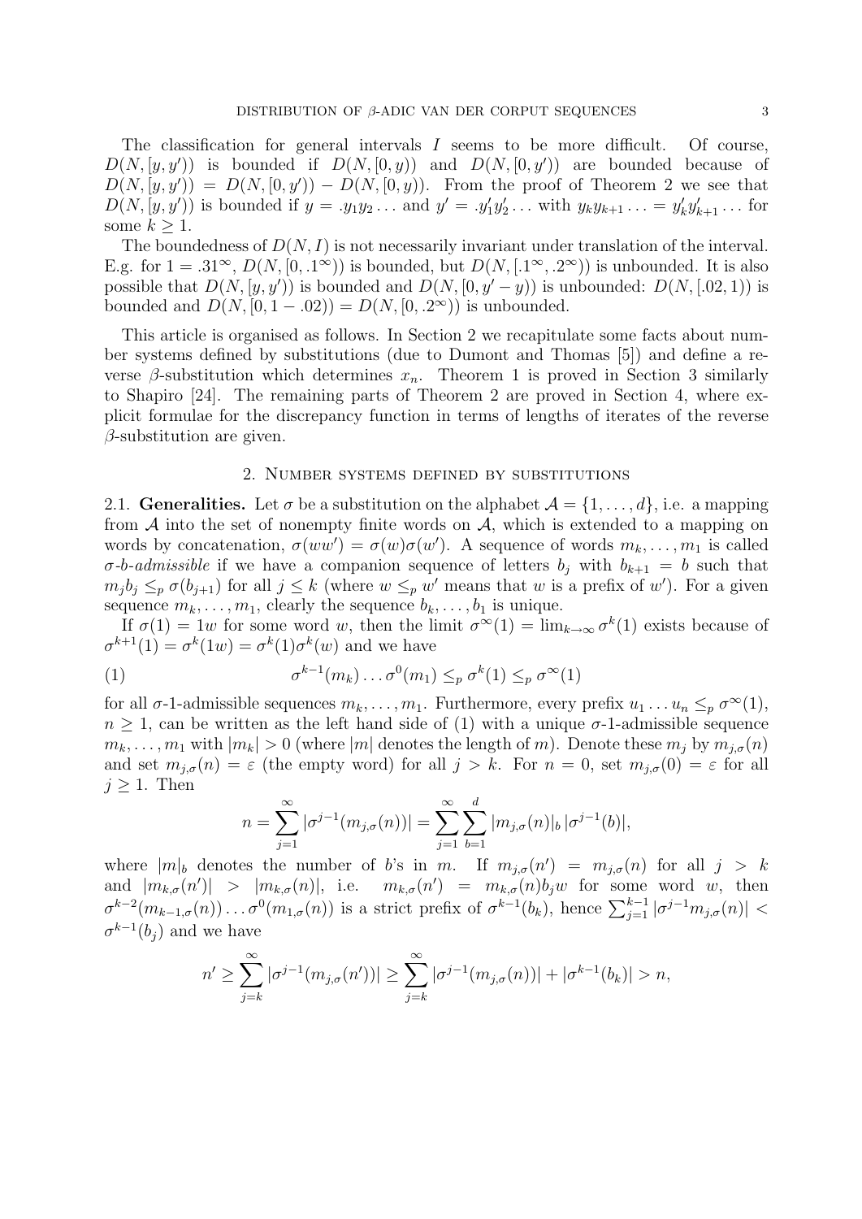The classification for general intervals $I$ seems to be more difficult. Of course, $D(N,[y,y'))$ is bounded if $D(N,[0,y))$ and $D(N,[0,y'))$ are bounded because of $D(N,[y,y')) = D(N,[0,y')) - D(N,[0,y))$. From the proof of Theorem 2 we see that $D(N,[y,y'))$ is bounded if $y = .y_1y_2\ldots$ and $y' = .y'_1y'_2\ldots$ with $y_ky_{k+1}\ldots = y'_ky'_{k+1}\ldots$ for some $k \geq 1$.

The boundedness of $D(N,I)$ is not necessarily invariant under translation of the interval. E.g. for $1 = .31^\infty$, $D(N,[0,.1^\infty))$ is bounded, but $D(N,[.1^\infty,.2^\infty))$ is unbounded. It is also possible that $D(N,[y,y'))$ is bounded and $D(N,[0,y'-y))$ is unbounded: $D(N,[.02,1))$ is bounded and $D(N,[0,1-.02)) = D(N,[0,.2^\infty))$ is unbounded.

This article is organised as follows. In Section 2 we recapitulate some facts about number systems defined by substitutions (due to Dumont and Thomas [5]) and define a reverse $\beta$-substitution which determines $x_n$. Theorem 1 is proved in Section 3 similarly to Shapiro [24]. The remaining parts of Theorem 2 are proved in Section 4, where explicit formulae for the discrepancy function in terms of lengths of iterates of the reverse $\beta$-substitution are given.

## 2. Number systems defined by substitutions

2.1. **Generalities.** Let $\sigma$ be a substitution on the alphabet $\mathcal{A} = \{1,\ldots,d\}$, i.e. a mapping from $\mathcal{A}$ into the set of nonempty finite words on $\mathcal{A}$, which is extended to a mapping on words by concatenation, $\sigma(ww') = \sigma(w)\sigma(w')$. A sequence of words $m_k,\ldots,m_1$ is called *$\sigma$-$b$-admissible* if we have a companion sequence of letters $b_j$ with $b_{k+1} = b$ such that $m_jb_j \leq_p \sigma(b_{j+1})$ for all $j \leq k$ (where $w \leq_p w'$ means that $w$ is a prefix of $w'$). For a given sequence $m_k,\ldots,m_1$, clearly the sequence $b_k,\ldots,b_1$ is unique.

If $\sigma(1) = 1w$ for some word $w$, then the limit $\sigma^\infty(1) = \lim_{k\to\infty}\sigma^k(1)$ exists because of $\sigma^{k+1}(1) = \sigma^k(1w) = \sigma^k(1)\sigma^k(w)$ and we have

$$\sigma^{k-1}(m_k)\ldots\sigma^0(m_1) \leq_p \sigma^k(1) \leq_p \sigma^\infty(1) \tag{1}$$

for all $\sigma$-1-admissible sequences $m_k,\ldots,m_1$. Furthermore, every prefix $u_1\ldots u_n \leq_p \sigma^\infty(1)$, $n \geq 1$, can be written as the left hand side of (1) with a unique $\sigma$-1-admissible sequence $m_k,\ldots,m_1$ with $|m_k| > 0$ (where $|m|$ denotes the length of $m$). Denote these $m_j$ by $m_{j,\sigma}(n)$ and set $m_{j,\sigma}(n) = \varepsilon$ (the empty word) for all $j > k$. For $n = 0$, set $m_{j,\sigma}(0) = \varepsilon$ for all $j \geq 1$. Then

$$n = \sum_{j=1}^\infty |\sigma^{j-1}(m_{j,\sigma}(n))| = \sum_{j=1}^\infty \sum_{b=1}^d |m_{j,\sigma}(n)|_b\, |\sigma^{j-1}(b)|,$$

where $|m|_b$ denotes the number of $b$'s in $m$. If $m_{j,\sigma}(n') = m_{j,\sigma}(n)$ for all $j > k$ and $|m_{k,\sigma}(n')| > |m_{k,\sigma}(n)|$, i.e. $m_{k,\sigma}(n') = m_{k,\sigma}(n)b_jw$ for some word $w$, then $\sigma^{k-2}(m_{k-1,\sigma}(n))\ldots\sigma^0(m_{1,\sigma}(n))$ is a strict prefix of $\sigma^{k-1}(b_k)$, hence $\sum_{j=1}^{k-1}|\sigma^{j-1}m_{j,\sigma}(n)| < \sigma^{k-1}(b_j)$ and we have

$$n' \geq \sum_{j=k}^\infty |\sigma^{j-1}(m_{j,\sigma}(n'))| \geq \sum_{j=k}^\infty |\sigma^{j-1}(m_{j,\sigma}(n))| + |\sigma^{k-1}(b_k)| > n,$$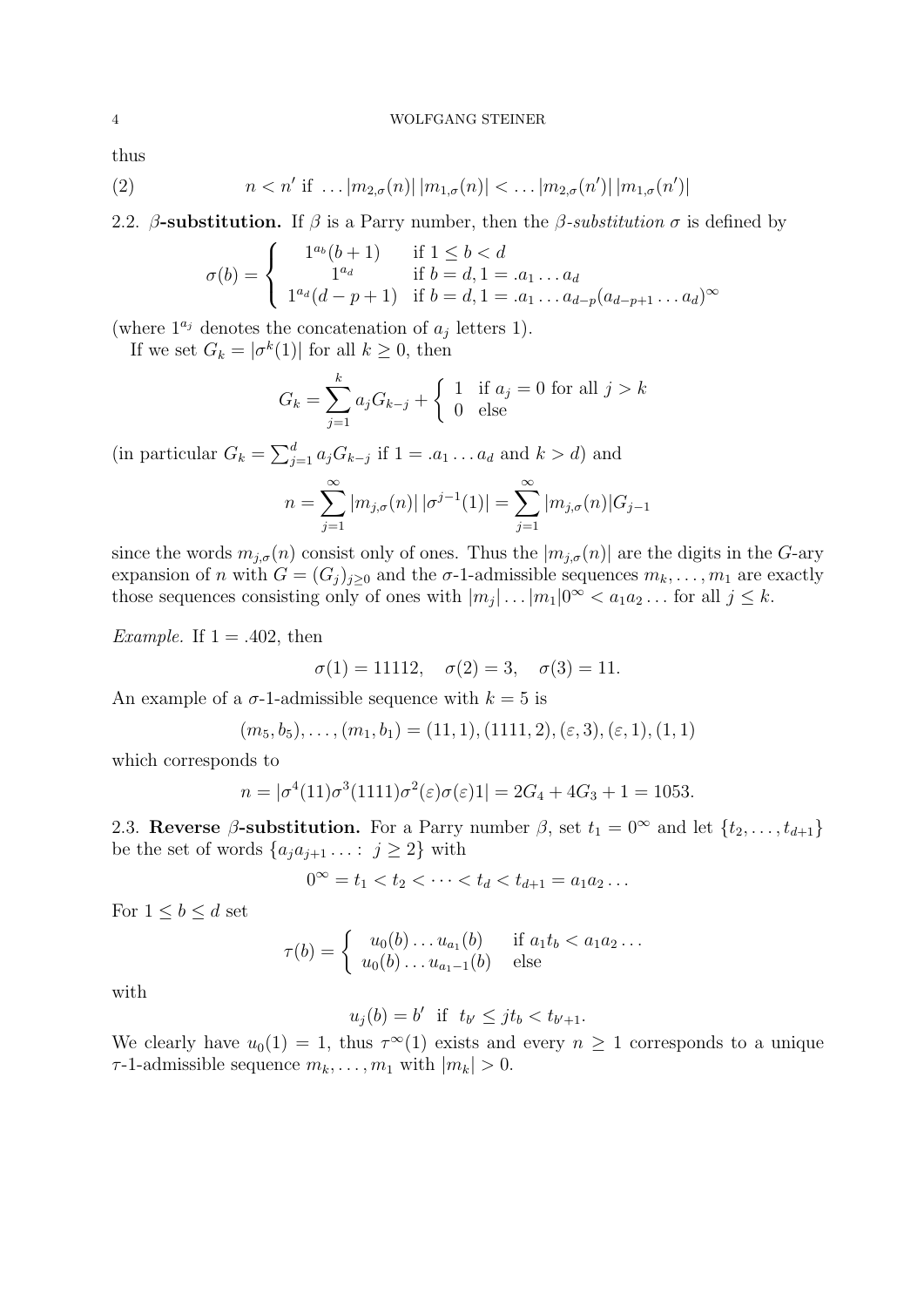thus

$$n < n' \text{ if } \dots |m_{2,\sigma}(n)|\, |m_{1,\sigma}(n)| < \dots |m_{2,\sigma}(n')|\, |m_{1,\sigma}(n')| \tag{2}$$

2.2. **$\beta$-substitution.** If $\beta$ is a Parry number, then the *$\beta$-substitution* $\sigma$ is defined by

$$\sigma(b) = \begin{cases} 1^{a_b}(b+1) & \text{if } 1 \le b < d \\ 1^{a_d} & \text{if } b = d, 1 = .a_1 \dots a_d \\ 1^{a_d}(d-p+1) & \text{if } b = d, 1 = .a_1 \dots a_{d-p}(a_{d-p+1} \dots a_d)^\infty \end{cases}$$

(where $1^{a_j}$ denotes the concatenation of $a_j$ letters 1).

If we set $G_k = |\sigma^k(1)|$ for all $k \ge 0$, then

$$G_k = \sum_{j=1}^{k} a_j G_{k-j} + \begin{cases} 1 & \text{if } a_j = 0 \text{ for all } j > k \\ 0 & \text{else} \end{cases}$$

(in particular $G_k = \sum_{j=1}^{d} a_j G_{k-j}$ if $1 = .a_1 \dots a_d$ and $k > d$) and

$$n = \sum_{j=1}^{\infty} |m_{j,\sigma}(n)|\, |\sigma^{j-1}(1)| = \sum_{j=1}^{\infty} |m_{j,\sigma}(n)| G_{j-1}$$

since the words $m_{j,\sigma}(n)$ consist only of ones. Thus the $|m_{j,\sigma}(n)|$ are the digits in the $G$-ary expansion of $n$ with $G = (G_j)_{j \ge 0}$ and the $\sigma$-1-admissible sequences $m_k, \dots, m_1$ are exactly those sequences consisting only of ones with $|m_j| \dots |m_1| 0^\infty < a_1 a_2 \dots$ for all $j \le k$.

*Example.* If $1 = .402$, then

$$\sigma(1) = 11112, \quad \sigma(2) = 3, \quad \sigma(3) = 11.$$

An example of a $\sigma$-1-admissible sequence with $k = 5$ is

$$(m_5, b_5), \dots, (m_1, b_1) = (11, 1), (1111, 2), (\varepsilon, 3), (\varepsilon, 1), (1, 1)$$

which corresponds to

$$n = |\sigma^4(11)\sigma^3(1111)\sigma^2(\varepsilon)\sigma(\varepsilon)1| = 2G_4 + 4G_3 + 1 = 1053.$$

2.3. **Reverse $\beta$-substitution.** For a Parry number $\beta$, set $t_1 = 0^\infty$ and let $\{t_2, \dots, t_{d+1}\}$ be the set of words $\{a_j a_{j+1} \dots : j \ge 2\}$ with

$$0^\infty = t_1 < t_2 < \dots < t_d < t_{d+1} = a_1 a_2 \dots$$

For $1 \le b \le d$ set

$$\tau(b) = \begin{cases} u_0(b) \dots u_{a_1}(b) & \text{if } a_1 t_b < a_1 a_2 \dots \\ u_0(b) \dots u_{a_1 - 1}(b) & \text{else} \end{cases}$$

with

$$u_j(b) = b' \text{ if } t_{b'} \le j t_b < t_{b'+1}.$$

We clearly have $u_0(1) = 1$, thus $\tau^\infty(1)$ exists and every $n \ge 1$ corresponds to a unique $\tau$-1-admissible sequence $m_k, \dots, m_1$ with $|m_k| > 0$.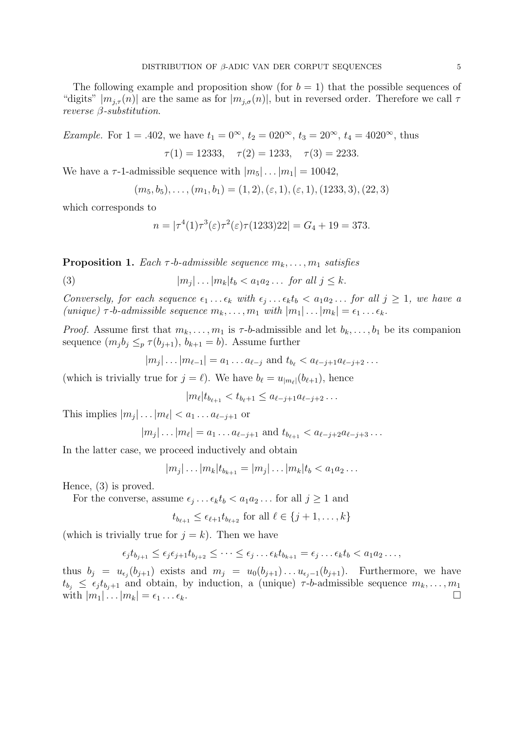The following example and proposition show (for $b = 1$) that the possible sequences of "digits" $|m_{j,\tau}(n)|$ are the same as for $|m_{j,\sigma}(n)|$, but in reversed order. Therefore we call $\tau$ *reverse $\beta$-substitution*.

*Example.* For $1 = .402$, we have $t_1 = 0^\infty$, $t_2 = 020^\infty$, $t_3 = 20^\infty$, $t_4 = 4020^\infty$, thus

$$\tau(1) = 12333, \quad \tau(2) = 1233, \quad \tau(3) = 2233.$$

We have a $\tau$-1-admissible sequence with $|m_5| \dots |m_1| = 10042$,

$$(m_5, b_5), \dots, (m_1, b_1) = (1, 2), (\varepsilon, 1), (\varepsilon, 1), (1233, 3), (22, 3)$$

which corresponds to

$$n = |\tau^4(1)\tau^3(\varepsilon)\tau^2(\varepsilon)\tau(1233)22| = G_4 + 19 = 373.$$

**Proposition 1.** *Each $\tau$-$b$-admissible sequence $m_k, \dots, m_1$ satisfies*

$$|m_j| \dots |m_k| t_b < a_1 a_2 \dots \text{ for all } j \le k. \tag{3}$$

*Conversely, for each sequence $\epsilon_1 \dots \epsilon_k$ with $\epsilon_j \dots \epsilon_k t_b < a_1 a_2 \dots$ for all $j \ge 1$, we have a (unique) $\tau$-$b$-admissible sequence $m_k, \dots, m_1$ with $|m_1| \dots |m_k| = \epsilon_1 \dots \epsilon_k$.*

*Proof.* Assume first that $m_k, \dots, m_1$ is $\tau$-$b$-admissible and let $b_k, \dots, b_1$ be its companion sequence ($m_j b_j \le_p \tau(b_{j+1})$, $b_{k+1} = b$). Assume further

$$|m_j| \dots |m_{\ell-1}| = a_1 \dots a_{\ell-j} \text{ and } t_{b_\ell} < a_{\ell-j+1} a_{\ell-j+2} \dots$$

(which is trivially true for $j = \ell$). We have $b_\ell = u_{|m_\ell|}(b_{\ell+1})$, hence

$$|m_\ell| t_{b_{\ell+1}} < t_{b_\ell + 1} \le a_{\ell-j+1} a_{\ell-j+2} \dots$$

This implies $|m_j| \dots |m_\ell| < a_1 \dots a_{\ell-j+1}$ or

$$|m_j| \dots |m_\ell| = a_1 \dots a_{\ell-j+1} \text{ and } t_{b_{\ell+1}} < a_{\ell-j+2} a_{\ell-j+3} \dots$$

In the latter case, we proceed inductively and obtain

$$|m_j| \dots |m_k| t_{b_{k+1}} = |m_j| \dots |m_k| t_b < a_1 a_2 \dots$$

Hence, (3) is proved.

For the converse, assume $\epsilon_j \dots \epsilon_k t_b < a_1 a_2 \dots$ for all $j \ge 1$ and

$$t_{b_{\ell+1}} \le \epsilon_{\ell+1} t_{b_{\ell+2}} \text{ for all } \ell \in \{j+1, \dots, k\}$$

(which is trivially true for $j = k$). Then we have

$$\epsilon_j t_{b_{j+1}} \le \epsilon_j \epsilon_{j+1} t_{b_{j+2}} \le \dots \le \epsilon_j \dots \epsilon_k t_{b_{k+1}} = \epsilon_j \dots \epsilon_k t_b < a_1 a_2 \dots,$$

thus $b_j = u_{\epsilon_j}(b_{j+1})$ exists and $m_j = u_0(b_{j+1}) \dots u_{\epsilon_j - 1}(b_{j+1})$. Furthermore, we have $t_{b_j} \le \epsilon_j t_{b_j+1}$ and obtain, by induction, a (unique) $\tau$-$b$-admissible sequence $m_k, \dots, m_1$ with $|m_1| \dots |m_k| = \epsilon_1 \dots \epsilon_k$. $\square$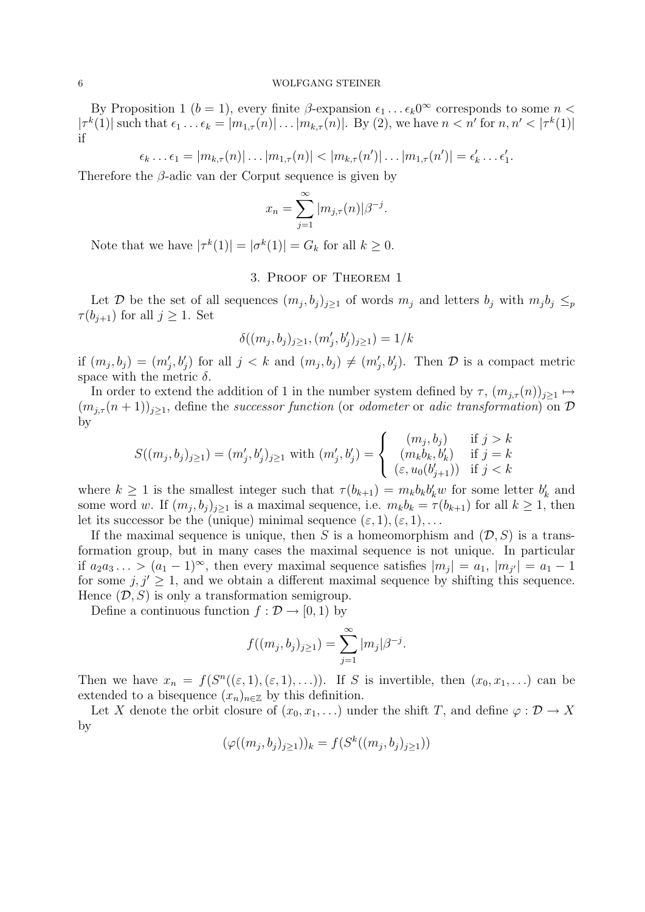By Proposition 1 ($b = 1$), every finite $\beta$-expansion $\epsilon_1 \ldots \epsilon_k 0^\infty$ corresponds to some $n < |\tau^k(1)|$ such that $\epsilon_1 \ldots \epsilon_k = |m_{1,\tau}(n)| \ldots |m_{k,\tau}(n)|$. By (2), we have $n < n'$ for $n, n' < |\tau^k(1)|$ if

$$\epsilon_k \ldots \epsilon_1 = |m_{k,\tau}(n)| \ldots |m_{1,\tau}(n)| < |m_{k,\tau}(n')| \ldots |m_{1,\tau}(n')| = \epsilon'_k \ldots \epsilon'_1.$$

Therefore the $\beta$-adic van der Corput sequence is given by

$$x_n = \sum_{j=1}^{\infty} |m_{j,\tau}(n)| \beta^{-j}.$$

Note that we have $|\tau^k(1)| = |\sigma^k(1)| = G_k$ for all $k \geq 0$.

## 3. Proof of Theorem 1

Let $\mathcal{D}$ be the set of all sequences $(m_j, b_j)_{j\geq 1}$ of words $m_j$ and letters $b_j$ with $m_j b_j \leq_p \tau(b_{j+1})$ for all $j \geq 1$. Set

$$\delta((m_j, b_j)_{j\geq 1}, (m'_j, b'_j)_{j\geq 1}) = 1/k$$

if $(m_j, b_j) = (m'_j, b'_j)$ for all $j < k$ and $(m_j, b_j) \neq (m'_j, b'_j)$. Then $\mathcal{D}$ is a compact metric space with the metric $\delta$.

In order to extend the addition of 1 in the number system defined by $\tau$, $(m_{j,\tau}(n))_{j\geq 1} \mapsto (m_{j,\tau}(n+1))_{j\geq 1}$, define the *successor function* (or *odometer* or *adic transformation*) on $\mathcal{D}$ by

$$S((m_j, b_j)_{j\geq 1}) = (m'_j, b'_j)_{j\geq 1} \text{ with } (m'_j, b'_j) = \begin{cases} (m_j, b_j) & \text{if } j > k \\ (m_k b_k, b'_k) & \text{if } j = k \\ (\varepsilon, u_0(b'_{j+1})) & \text{if } j < k \end{cases}$$

where $k \geq 1$ is the smallest integer such that $\tau(b_{k+1}) = m_k b_k b'_k w$ for some letter $b'_k$ and some word $w$. If $(m_j, b_j)_{j\geq 1}$ is a maximal sequence, i.e. $m_k b_k = \tau(b_{k+1})$ for all $k \geq 1$, then let its successor be the (unique) minimal sequence $(\varepsilon, 1), (\varepsilon, 1), \ldots$

If the maximal sequence is unique, then $S$ is a homeomorphism and $(\mathcal{D}, S)$ is a transformation group, but in many cases the maximal sequence is not unique. In particular if $a_2 a_3 \ldots > (a_1 - 1)^\infty$, then every maximal sequence satisfies $|m_j| = a_1$, $|m_{j'}| = a_1 - 1$ for some $j, j' \geq 1$, and we obtain a different maximal sequence by shifting this sequence. Hence $(\mathcal{D}, S)$ is only a transformation semigroup.

Define a continuous function $f : \mathcal{D} \to [0, 1)$ by

$$f((m_j, b_j)_{j\geq 1}) = \sum_{j=1}^{\infty} |m_j| \beta^{-j}.$$

Then we have $x_n = f(S^n((\varepsilon, 1), (\varepsilon, 1), \ldots))$. If $S$ is invertible, then $(x_0, x_1, \ldots)$ can be extended to a bisequence $(x_n)_{n\in\mathbb{Z}}$ by this definition.

Let $X$ denote the orbit closure of $(x_0, x_1, \ldots)$ under the shift $T$, and define $\varphi : \mathcal{D} \to X$ by

$$(\varphi((m_j, b_j)_{j\geq 1}))_k = f(S^k((m_j, b_j)_{j\geq 1}))$$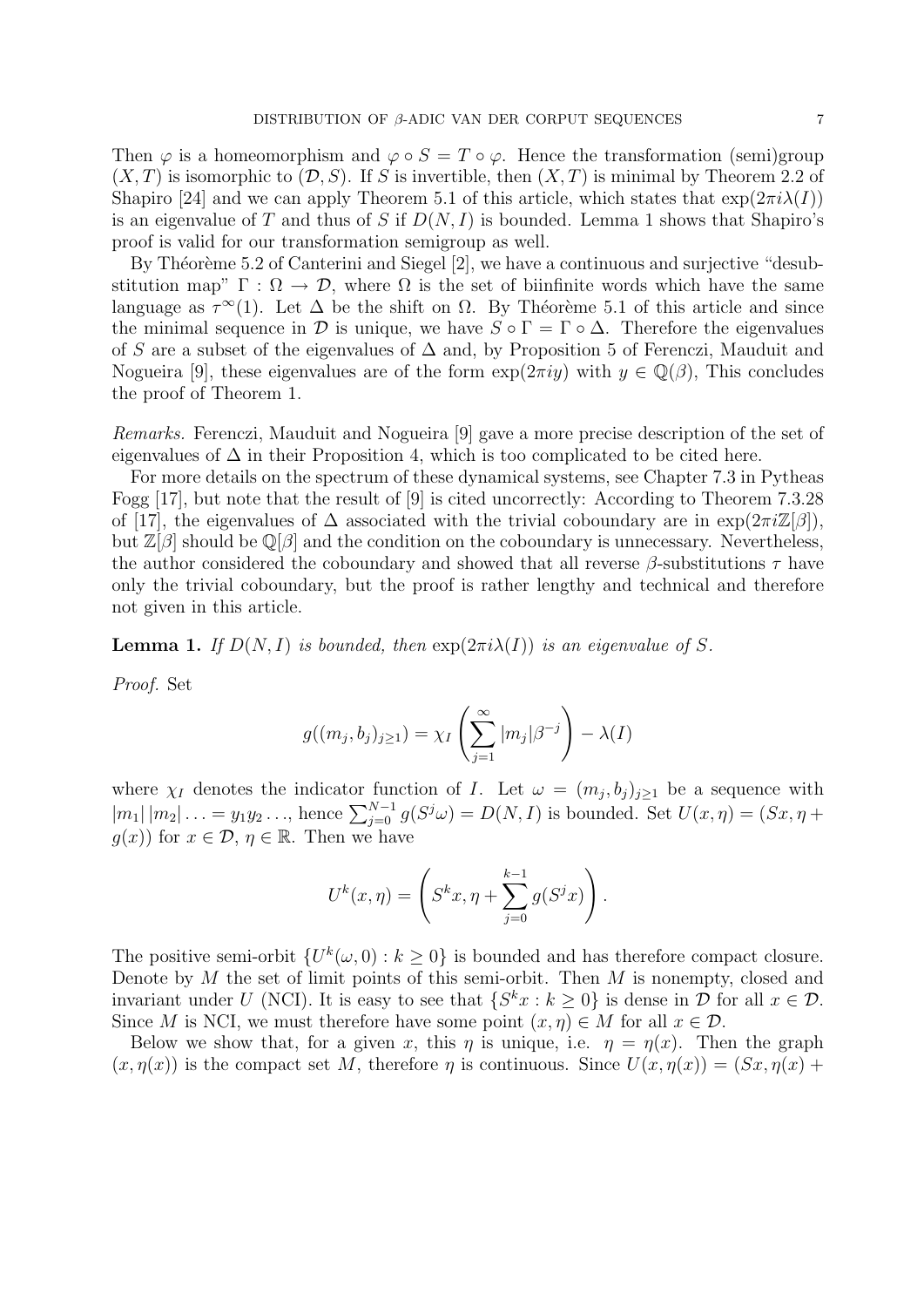Then $\varphi$ is a homeomorphism and $\varphi \circ S = T \circ \varphi$. Hence the transformation (semi)group $(X, T)$ is isomorphic to $(\mathcal{D}, S)$. If $S$ is invertible, then $(X, T)$ is minimal by Theorem 2.2 of Shapiro [24] and we can apply Theorem 5.1 of this article, which states that $\exp(2\pi i\lambda(I))$ is an eigenvalue of $T$ and thus of $S$ if $D(N, I)$ is bounded. Lemma 1 shows that Shapiro's proof is valid for our transformation semigroup as well.

By Théorème 5.2 of Canterini and Siegel [2], we have a continuous and surjective "desubstitution map" $\Gamma : \Omega \to \mathcal{D}$, where $\Omega$ is the set of biinfinite words which have the same language as $\tau^\infty(1)$. Let $\Delta$ be the shift on $\Omega$. By Théorème 5.1 of this article and since the minimal sequence in $\mathcal{D}$ is unique, we have $S \circ \Gamma = \Gamma \circ \Delta$. Therefore the eigenvalues of $S$ are a subset of the eigenvalues of $\Delta$ and, by Proposition 5 of Ferenczi, Mauduit and Nogueira [9], these eigenvalues are of the form $\exp(2\pi i y)$ with $y \in \mathbb{Q}(\beta)$, This concludes the proof of Theorem 1.

*Remarks.* Ferenczi, Mauduit and Nogueira [9] gave a more precise description of the set of eigenvalues of $\Delta$ in their Proposition 4, which is too complicated to be cited here.

For more details on the spectrum of these dynamical systems, see Chapter 7.3 in Pytheas Fogg [17], but note that the result of [9] is cited uncorrectly: According to Theorem 7.3.28 of [17], the eigenvalues of $\Delta$ associated with the trivial coboundary are in $\exp(2\pi i\mathbb{Z}[\beta])$, but $\mathbb{Z}[\beta]$ should be $\mathbb{Q}[\beta]$ and the condition on the coboundary is unnecessary. Nevertheless, the author considered the coboundary and showed that all reverse $\beta$-substitutions $\tau$ have only the trivial coboundary, but the proof is rather lengthy and technical and therefore not given in this article.

**Lemma 1.** *If $D(N, I)$ is bounded, then $\exp(2\pi i\lambda(I))$ is an eigenvalue of $S$.*

*Proof.* Set

$$g((m_j, b_j)_{j\geq 1}) = \chi_I\left(\sum_{j=1}^{\infty} |m_j|\beta^{-j}\right) - \lambda(I)$$

where $\chi_I$ denotes the indicator function of $I$. Let $\omega = (m_j, b_j)_{j\geq 1}$ be a sequence with $|m_1|\,|m_2|\ldots = y_1 y_2 \ldots$, hence $\sum_{j=0}^{N-1} g(S^j\omega) = D(N, I)$ is bounded. Set $U(x, \eta) = (Sx, \eta + g(x))$ for $x \in \mathcal{D}$, $\eta \in \mathbb{R}$. Then we have

$$U^k(x, \eta) = \left(S^k x, \eta + \sum_{j=0}^{k-1} g(S^j x)\right).$$

The positive semi-orbit $\{U^k(\omega, 0) : k \geq 0\}$ is bounded and has therefore compact closure. Denote by $M$ the set of limit points of this semi-orbit. Then $M$ is nonempty, closed and invariant under $U$ (NCI). It is easy to see that $\{S^k x : k \geq 0\}$ is dense in $\mathcal{D}$ for all $x \in \mathcal{D}$. Since $M$ is NCI, we must therefore have some point $(x, \eta) \in M$ for all $x \in \mathcal{D}$.

Below we show that, for a given $x$, this $\eta$ is unique, i.e. $\eta = \eta(x)$. Then the graph $(x, \eta(x))$ is the compact set $M$, therefore $\eta$ is continuous. Since $U(x, \eta(x)) = (Sx, \eta(x) +$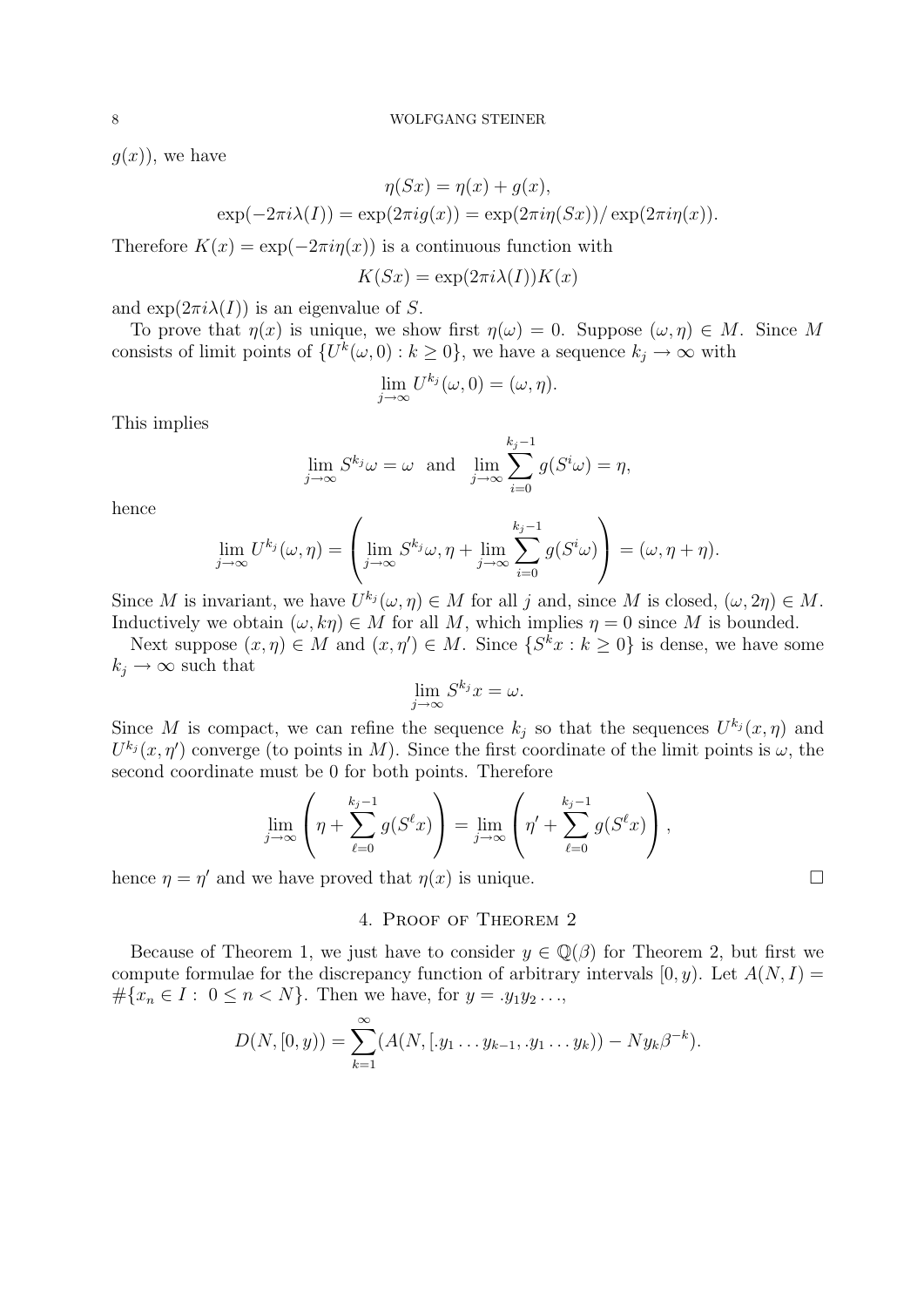$g(x)$), we have

$$\eta(Sx) = \eta(x) + g(x),$$
$$\exp(-2\pi i\lambda(I)) = \exp(2\pi i g(x)) = \exp(2\pi i\eta(Sx))/\exp(2\pi i\eta(x)).$$

Therefore $K(x) = \exp(-2\pi i\eta(x))$ is a continuous function with

$$K(Sx) = \exp(2\pi i\lambda(I))K(x)$$

and $\exp(2\pi i\lambda(I))$ is an eigenvalue of $S$.

To prove that $\eta(x)$ is unique, we show first $\eta(\omega) = 0$. Suppose $(\omega, \eta) \in M$. Since $M$ consists of limit points of $\{U^k(\omega, 0) : k \geq 0\}$, we have a sequence $k_j \to \infty$ with

$$\lim_{j\to\infty} U^{k_j}(\omega, 0) = (\omega, \eta).$$

This implies

$$\lim_{j\to\infty} S^{k_j}\omega = \omega \quad \text{and} \quad \lim_{j\to\infty} \sum_{i=0}^{k_j-1} g(S^i\omega) = \eta,$$

hence

$$\lim_{j\to\infty} U^{k_j}(\omega, \eta) = \left(\lim_{j\to\infty} S^{k_j}\omega, \eta + \lim_{j\to\infty} \sum_{i=0}^{k_j-1} g(S^i\omega)\right) = (\omega, \eta + \eta).$$

Since $M$ is invariant, we have $U^{k_j}(\omega, \eta) \in M$ for all $j$ and, since $M$ is closed, $(\omega, 2\eta) \in M$. Inductively we obtain $(\omega, k\eta) \in M$ for all $M$, which implies $\eta = 0$ since $M$ is bounded.

Next suppose $(x, \eta) \in M$ and $(x, \eta') \in M$. Since $\{S^k x : k \geq 0\}$ is dense, we have some $k_j \to \infty$ such that

$$\lim_{j\to\infty} S^{k_j}x = \omega.$$

Since $M$ is compact, we can refine the sequence $k_j$ so that the sequences $U^{k_j}(x, \eta)$ and $U^{k_j}(x, \eta')$ converge (to points in $M$). Since the first coordinate of the limit points is $\omega$, the second coordinate must be 0 for both points. Therefore

$$\lim_{j\to\infty}\left(\eta + \sum_{\ell=0}^{k_j-1} g(S^\ell x)\right) = \lim_{j\to\infty}\left(\eta' + \sum_{\ell=0}^{k_j-1} g(S^\ell x)\right),$$

hence $\eta = \eta'$ and we have proved that $\eta(x)$ is unique. □

## 4. Proof of Theorem 2

Because of Theorem 1, we just have to consider $y \in \mathbb{Q}(\beta)$ for Theorem 2, but first we compute formulae for the discrepancy function of arbitrary intervals $[0, y)$. Let $A(N, I) = \#\{x_n \in I : 0 \leq n < N\}$. Then we have, for $y = .y_1y_2\ldots$,

$$D(N, [0, y)) = \sum_{k=1}^{\infty} (A(N, [.y_1 \ldots y_{k-1}, .y_1 \ldots y_k)) - Ny_k\beta^{-k}).$$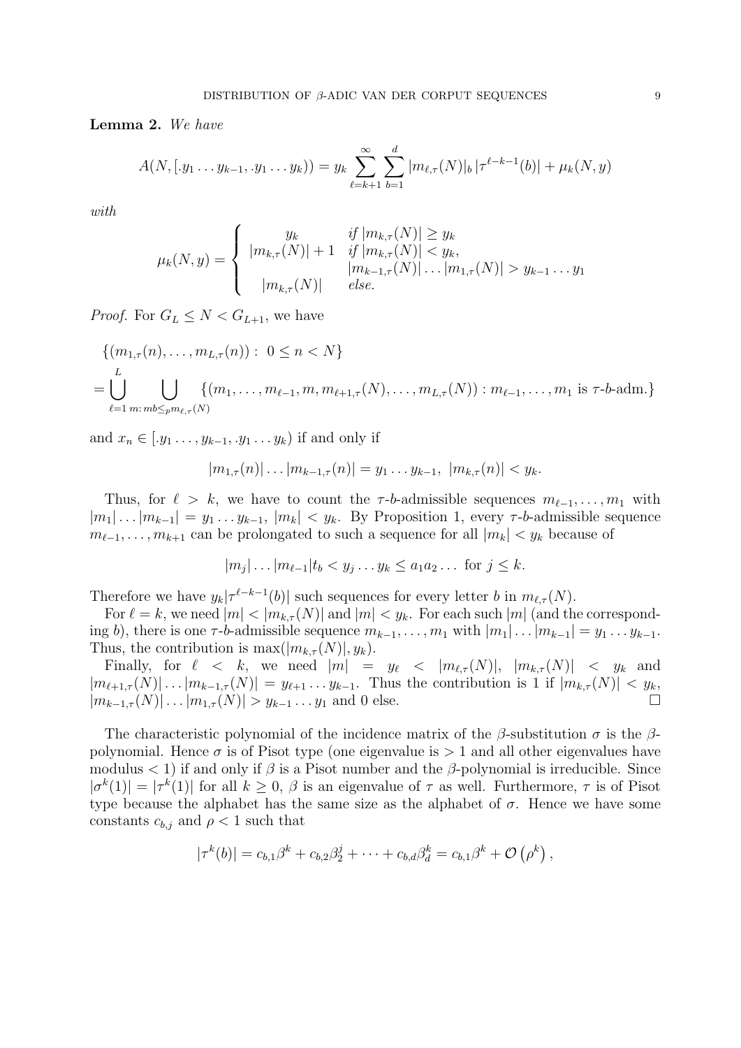**Lemma 2.** *We have*

$$A(N,[.y_1\dots y_{k-1},.y_1\dots y_k)) = y_k \sum_{\ell=k+1}^{\infty}\sum_{b=1}^{d} |m_{\ell,\tau}(N)|_b\, |\tau^{\ell-k-1}(b)| + \mu_k(N,y)$$

*with*

$$\mu_k(N,y) = \begin{cases} y_k & \text{if } |m_{k,\tau}(N)| \ge y_k \\ |m_{k,\tau}(N)|+1 & \text{if } |m_{k,\tau}(N)| < y_k, \\ & |m_{k-1,\tau}(N)|\dots|m_{1,\tau}(N)| > y_{k-1}\dots y_1 \\ |m_{k,\tau}(N)| & \text{else.} \end{cases}$$

*Proof.* For $G_L \le N < G_{L+1}$, we have

$$\begin{aligned}&\{(m_{1,\tau}(n),\dots,m_{L,\tau}(n)):\ 0\le n<N\} \\ &= \bigcup_{\ell=1}^{L}\ \bigcup_{m:\, mb \le_p m_{\ell,\tau}(N)} \{(m_1,\dots,m_{\ell-1},m,m_{\ell+1,\tau}(N),\dots,m_{L,\tau}(N)) : m_{\ell-1},\dots,m_1 \text{ is } \tau\text{-}b\text{-adm.}\}\end{aligned}$$

and $x_n \in [.y_1\dots,y_{k-1},.y_1\dots y_k)$ if and only if

$$|m_{1,\tau}(n)|\dots|m_{k-1,\tau}(n)| = y_1\dots y_{k-1},\ |m_{k,\tau}(n)| < y_k.$$

Thus, for $\ell > k$, we have to count the $\tau$-$b$-admissible sequences $m_{\ell-1},\dots,m_1$ with $|m_1|\dots|m_{k-1}| = y_1\dots y_{k-1}$, $|m_k| < y_k$. By Proposition 1, every $\tau$-$b$-admissible sequence $m_{\ell-1},\dots,m_{k+1}$ can be prolongated to such a sequence for all $|m_k| < y_k$ because of

$$|m_j|\dots|m_{\ell-1}|t_b < y_j\dots y_k \le a_1a_2\dots \text{ for } j\le k.$$

Therefore we have $y_k|\tau^{\ell-k-1}(b)|$ such sequences for every letter $b$ in $m_{\ell,\tau}(N)$.

For $\ell = k$, we need $|m| < |m_{k,\tau}(N)|$ and $|m| < y_k$. For each such $|m|$ (and the corresponding $b$), there is one $\tau$-$b$-admissible sequence $m_{k-1},\dots,m_1$ with $|m_1|\dots|m_{k-1}| = y_1\dots y_{k-1}$. Thus, the contribution is $\max(|m_{k,\tau}(N)|, y_k)$.

Finally, for $\ell < k$, we need $|m| = y_\ell < |m_{\ell,\tau}(N)|$, $|m_{k,\tau}(N)| < y_k$ and $|m_{\ell+1,\tau}(N)|\dots|m_{k-1,\tau}(N)| = y_{\ell+1}\dots y_{k-1}$. Thus the contribution is 1 if $|m_{k,\tau}(N)| < y_k$, $|m_{k-1,\tau}(N)|\dots|m_{1,\tau}(N)| > y_{k-1}\dots y_1$ and 0 else. □

The characteristic polynomial of the incidence matrix of the $\beta$-substitution $\sigma$ is the $\beta$-polynomial. Hence $\sigma$ is of Pisot type (one eigenvalue is $>1$ and all other eigenvalues have modulus $<1$) if and only if $\beta$ is a Pisot number and the $\beta$-polynomial is irreducible. Since $|\sigma^k(1)| = |\tau^k(1)|$ for all $k\ge 0$, $\beta$ is an eigenvalue of $\tau$ as well. Furthermore, $\tau$ is of Pisot type because the alphabet has the same size as the alphabet of $\sigma$. Hence we have some constants $c_{b,j}$ and $\rho < 1$ such that

$$|\tau^k(b)| = c_{b,1}\beta^k + c_{b,2}\beta_2^j + \dots + c_{b,d}\beta_d^k = c_{b,1}\beta^k + \mathcal{O}\left(\rho^k\right),$$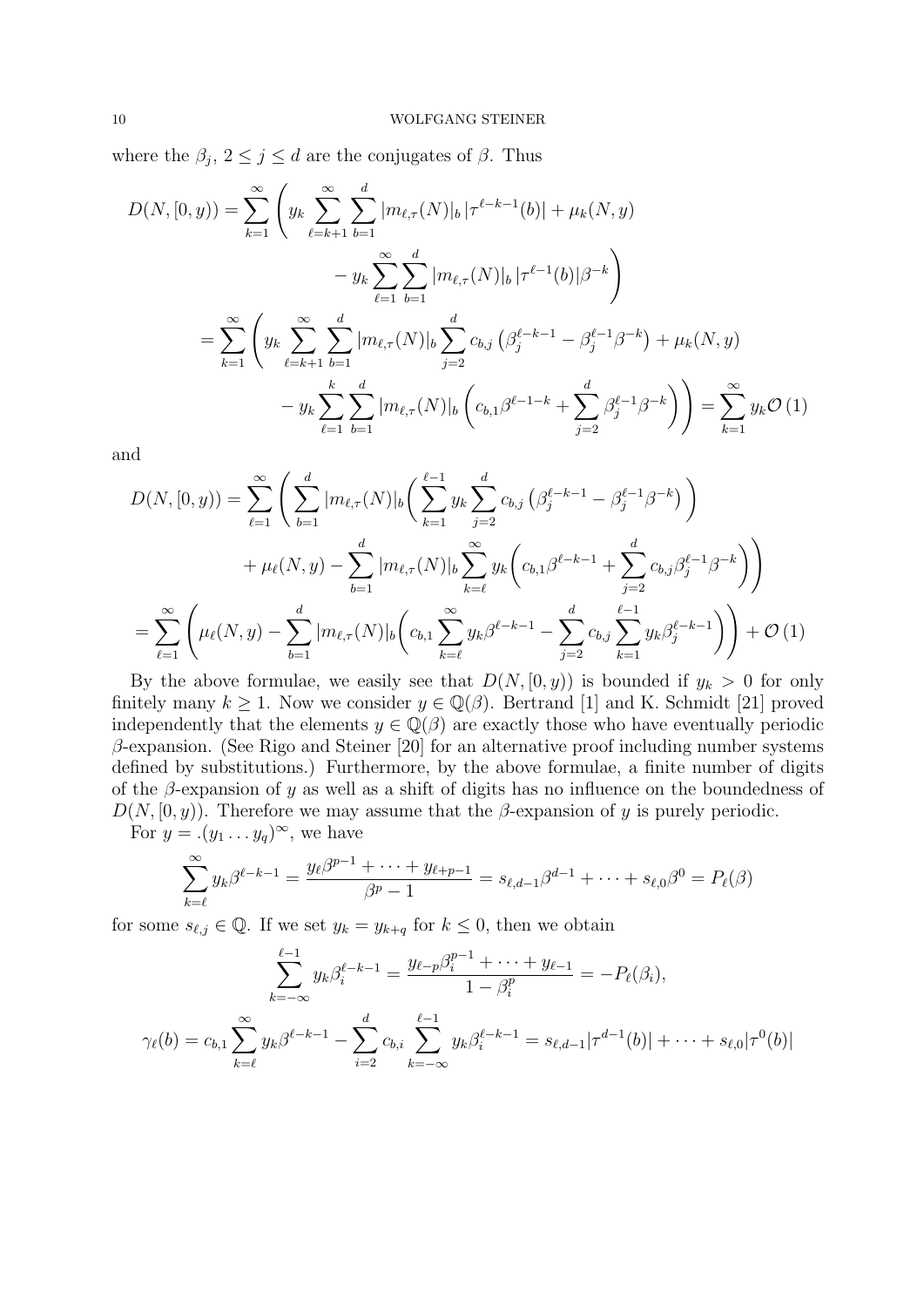where the $\beta_j$, $2 \le j \le d$ are the conjugates of $\beta$. Thus

$$
\begin{aligned}
D(N,[0,y)) &= \sum_{k=1}^{\infty} \Bigg( y_k \sum_{\ell=k+1}^{\infty} \sum_{b=1}^{d} |m_{\ell,\tau}(N)|_b \, |\tau^{\ell-k-1}(b)| + \mu_k(N,y) \\
&\qquad\qquad - y_k \sum_{\ell=1}^{\infty} \sum_{b=1}^{d} |m_{\ell,\tau}(N)|_b \, |\tau^{\ell-1}(b)| \beta^{-k} \Bigg) \\
&= \sum_{k=1}^{\infty} \Bigg( y_k \sum_{\ell=k+1}^{\infty} \sum_{b=1}^{d} |m_{\ell,\tau}(N)|_b \sum_{j=2}^{d} c_{b,j} \left( \beta_j^{\ell-k-1} - \beta_j^{\ell-1} \beta^{-k} \right) + \mu_k(N,y) \\
&\qquad\qquad - y_k \sum_{\ell=1}^{k} \sum_{b=1}^{d} |m_{\ell,\tau}(N)|_b \left( c_{b,1} \beta^{\ell-1-k} + \sum_{j=2}^{d} \beta_j^{\ell-1} \beta^{-k} \right) \Bigg) = \sum_{k=1}^{\infty} y_k \mathcal{O}(1)
\end{aligned}
$$

and

$$
\begin{aligned}
D(N,[0,y)) &= \sum_{\ell=1}^{\infty} \Bigg( \sum_{b=1}^{d} |m_{\ell,\tau}(N)|_b \Bigg( \sum_{k=1}^{\ell-1} y_k \sum_{j=2}^{d} c_{b,j} \left( \beta_j^{\ell-k-1} - \beta_j^{\ell-1} \beta^{-k} \right) \Bigg) \\
&\qquad + \mu_\ell(N,y) - \sum_{b=1}^{d} |m_{\ell,\tau}(N)|_b \sum_{k=\ell}^{\infty} y_k \Bigg( c_{b,1} \beta^{\ell-k-1} + \sum_{j=2}^{d} c_{b,j} \beta_j^{\ell-1} \beta^{-k} \Bigg) \Bigg) \\
&= \sum_{\ell=1}^{\infty} \Bigg( \mu_\ell(N,y) - \sum_{b=1}^{d} |m_{\ell,\tau}(N)|_b \Bigg( c_{b,1} \sum_{k=\ell}^{\infty} y_k \beta^{\ell-k-1} - \sum_{j=2}^{d} c_{b,j} \sum_{k=1}^{\ell-1} y_k \beta_j^{\ell-k-1} \Bigg) \Bigg) + \mathcal{O}(1)
\end{aligned}
$$

By the above formulae, we easily see that $D(N,[0,y))$ is bounded if $y_k > 0$ for only finitely many $k \ge 1$. Now we consider $y \in \mathbb{Q}(\beta)$. Bertrand [1] and K. Schmidt [21] proved independently that the elements $y \in \mathbb{Q}(\beta)$ are exactly those who have eventually periodic $\beta$-expansion. (See Rigo and Steiner [20] for an alternative proof including number systems defined by substitutions.) Furthermore, by the above formulae, a finite number of digits of the $\beta$-expansion of $y$ as well as a shift of digits has no influence on the boundedness of $D(N,[0,y))$. Therefore we may assume that the $\beta$-expansion of $y$ is purely periodic.

For $y = .(y_1 \dots y_q)^\infty$, we have

$$
\sum_{k=\ell}^{\infty} y_k \beta^{\ell-k-1} = \frac{y_\ell \beta^{p-1} + \dots + y_{\ell+p-1}}{\beta^p - 1} = s_{\ell,d-1} \beta^{d-1} + \dots + s_{\ell,0} \beta^0 = P_\ell(\beta)
$$

for some $s_{\ell,j} \in \mathbb{Q}$. If we set $y_k = y_{k+q}$ for $k \le 0$, then we obtain

$$
\sum_{k=-\infty}^{\ell-1} y_k \beta_i^{\ell-k-1} = \frac{y_{\ell-p} \beta_i^{p-1} + \dots + y_{\ell-1}}{1 - \beta_i^p} = -P_\ell(\beta_i),
$$

$$
\gamma_\ell(b) = c_{b,1} \sum_{k=\ell}^{\infty} y_k \beta^{\ell-k-1} - \sum_{i=2}^{d} c_{b,i} \sum_{k=-\infty}^{\ell-1} y_k \beta_i^{\ell-k-1} = s_{\ell,d-1} |\tau^{d-1}(b)| + \dots + s_{\ell,0} |\tau^0(b)|
$$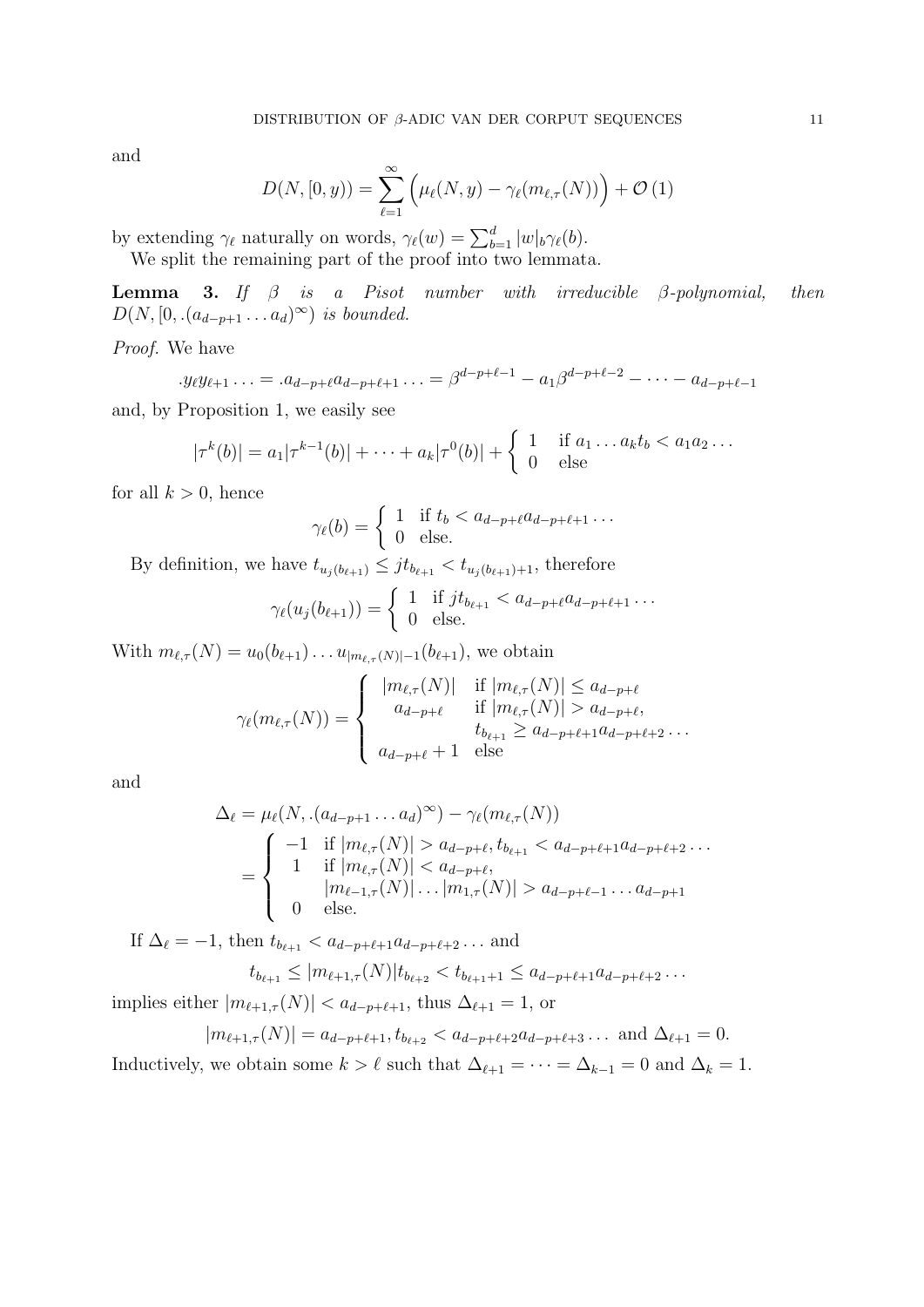and

$$D(N,[0,y)) = \sum_{\ell=1}^{\infty} \Big( \mu_\ell(N,y) - \gamma_\ell(m_{\ell,\tau}(N)) \Big) + \mathcal{O}(1)$$

by extending $\gamma_\ell$ naturally on words, $\gamma_\ell(w) = \sum_{b=1}^{d} |w|_b \gamma_\ell(b)$.

We split the remaining part of the proof into two lemmata.

**Lemma 3.** *If $\beta$ is a Pisot number with irreducible $\beta$-polynomial, then $D(N,[0,.(a_{d-p+1}\dots a_d)^\infty)$ is bounded.*

*Proof.* We have

$$.y_\ell y_{\ell+1}\dots = .a_{d-p+\ell}a_{d-p+\ell+1}\dots = \beta^{d-p+\ell-1} - a_1\beta^{d-p+\ell-2} - \dots - a_{d-p+\ell-1}$$

and, by Proposition 1, we easily see

$$|\tau^k(b)| = a_1|\tau^{k-1}(b)| + \dots + a_k|\tau^0(b)| + \begin{cases} 1 & \text{if } a_1\dots a_k t_b < a_1a_2\dots \\ 0 & \text{else} \end{cases}$$

for all $k > 0$, hence

$$\gamma_\ell(b) = \begin{cases} 1 & \text{if } t_b < a_{d-p+\ell}a_{d-p+\ell+1}\dots \\ 0 & \text{else.} \end{cases}$$

By definition, we have $t_{u_j(b_{\ell+1})} \le jt_{b_{\ell+1}} < t_{u_j(b_{\ell+1})+1}$, therefore

$$\gamma_\ell(u_j(b_{\ell+1})) = \begin{cases} 1 & \text{if } jt_{b_{\ell+1}} < a_{d-p+\ell}a_{d-p+\ell+1}\dots \\ 0 & \text{else.} \end{cases}$$

With $m_{\ell,\tau}(N) = u_0(b_{\ell+1})\dots u_{|m_{\ell,\tau}(N)|-1}(b_{\ell+1})$, we obtain

$$\gamma_\ell(m_{\ell,\tau}(N)) = \begin{cases} |m_{\ell,\tau}(N)| & \text{if } |m_{\ell,\tau}(N)| \le a_{d-p+\ell} \\ a_{d-p+\ell} & \text{if } |m_{\ell,\tau}(N)| > a_{d-p+\ell}, \\ & \quad t_{b_{\ell+1}} \ge a_{d-p+\ell+1}a_{d-p+\ell+2}\dots \\ a_{d-p+\ell}+1 & \text{else} \end{cases}$$

and

$$\begin{aligned} \Delta_\ell &= \mu_\ell(N,.(a_{d-p+1}\dots a_d)^\infty) - \gamma_\ell(m_{\ell,\tau}(N)) \\ &= \begin{cases} -1 & \text{if } |m_{\ell,\tau}(N)| > a_{d-p+\ell}, t_{b_{\ell+1}} < a_{d-p+\ell+1}a_{d-p+\ell+2}\dots \\ 1 & \text{if } |m_{\ell,\tau}(N)| < a_{d-p+\ell}, \\ & \quad |m_{\ell-1,\tau}(N)|\dots|m_{1,\tau}(N)| > a_{d-p+\ell-1}\dots a_{d-p+1} \\ 0 & \text{else.} \end{cases} \end{aligned}$$

If $\Delta_\ell = -1$, then $t_{b_{\ell+1}} < a_{d-p+\ell+1}a_{d-p+\ell+2}\dots$ and

$$t_{b_{\ell+1}} \le |m_{\ell+1,\tau}(N)|t_{b_{\ell+2}} < t_{b_{\ell+1}+1} \le a_{d-p+\ell+1}a_{d-p+\ell+2}\dots$$

implies either $|m_{\ell+1,\tau}(N)| < a_{d-p+\ell+1}$, thus $\Delta_{\ell+1} = 1$, or

$$|m_{\ell+1,\tau}(N)| = a_{d-p+\ell+1}, t_{b_{\ell+2}} < a_{d-p+\ell+2}a_{d-p+\ell+3}\dots \text{ and } \Delta_{\ell+1} = 0.$$

Inductively, we obtain some $k > \ell$ such that $\Delta_{\ell+1} = \dots = \Delta_{k-1} = 0$ and $\Delta_k = 1$.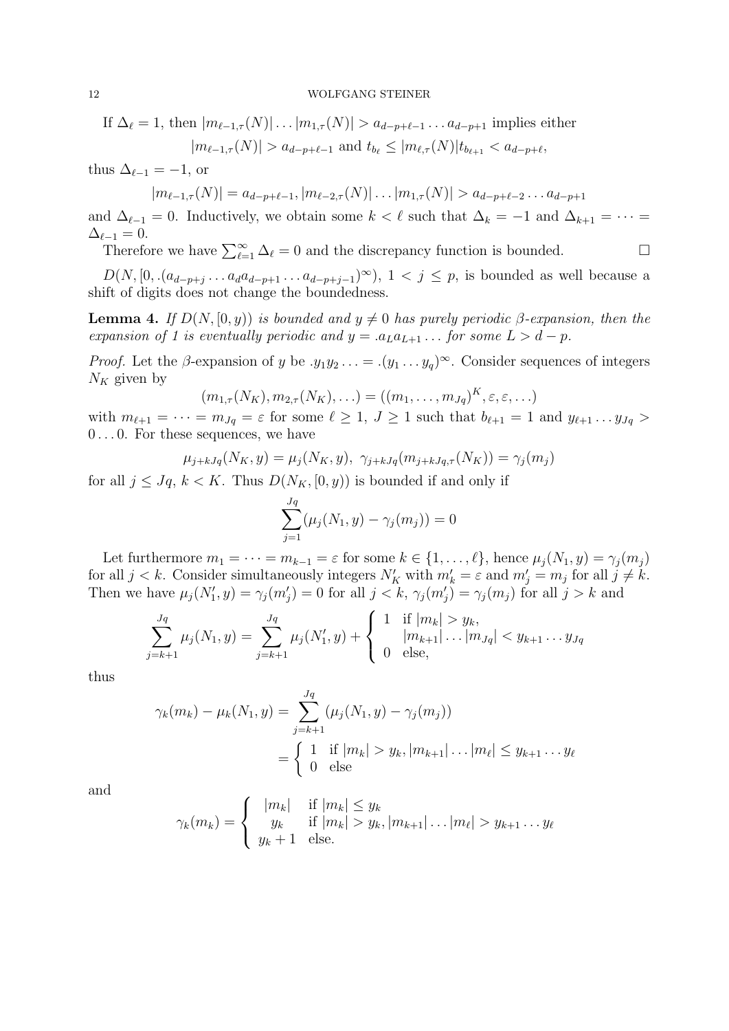If $\Delta_\ell = 1$, then $|m_{\ell-1,\tau}(N)| \dots |m_{1,\tau}(N)| > a_{d-p+\ell-1} \dots a_{d-p+1}$ implies either

$$|m_{\ell-1,\tau}(N)| > a_{d-p+\ell-1} \text{ and } t_{b_\ell} \le |m_{\ell,\tau}(N)| t_{b_{\ell+1}} < a_{d-p+\ell},$$

thus $\Delta_{\ell-1} = -1$, or

$$|m_{\ell-1,\tau}(N)| = a_{d-p+\ell-1}, |m_{\ell-2,\tau}(N)| \dots |m_{1,\tau}(N)| > a_{d-p+\ell-2} \dots a_{d-p+1}$$

and $\Delta_{\ell-1} = 0$. Inductively, we obtain some $k < \ell$ such that $\Delta_k = -1$ and $\Delta_{k+1} = \cdots = \Delta_{\ell-1} = 0$.

Therefore we have $\sum_{\ell=1}^{\infty} \Delta_\ell = 0$ and the discrepancy function is bounded. $\square$

$D(N, [0, .(a_{d-p+j} \dots a_d a_{d-p+1} \dots a_{d-p+j-1})^\infty)$, $1 < j \le p$, is bounded as well because a shift of digits does not change the boundedness.

**Lemma 4.** *If $D(N, [0, y))$ is bounded and $y \neq 0$ has purely periodic $\beta$-expansion, then the expansion of 1 is eventually periodic and $y = .a_L a_{L+1} \dots$ for some $L > d - p$.*

*Proof.* Let the $\beta$-expansion of $y$ be $.y_1 y_2 \dots = .(y_1 \dots y_q)^\infty$. Consider sequences of integers $N_K$ given by

$$(m_{1,\tau}(N_K), m_{2,\tau}(N_K), \dots) = ((m_1, \dots, m_{Jq})^K, \varepsilon, \varepsilon, \dots)$$

with $m_{\ell+1} = \cdots = m_{Jq} = \varepsilon$ for some $\ell \ge 1$, $J \ge 1$ such that $b_{\ell+1} = 1$ and $y_{\ell+1} \dots y_{Jq} > 0 \dots 0$. For these sequences, we have

$$\mu_{j+kJq}(N_K, y) = \mu_j(N_K, y), \ \gamma_{j+kJq}(m_{j+kJq,\tau}(N_K)) = \gamma_j(m_j)$$

for all $j \le Jq$, $k < K$. Thus $D(N_K, [0, y))$ is bounded if and only if

$$\sum_{j=1}^{Jq} (\mu_j(N_1, y) - \gamma_j(m_j)) = 0$$

Let furthermore $m_1 = \cdots = m_{k-1} = \varepsilon$ for some $k \in \{1, \dots, \ell\}$, hence $\mu_j(N_1, y) = \gamma_j(m_j)$ for all $j < k$. Consider simultaneously integers $N'_K$ with $m'_k = \varepsilon$ and $m'_j = m_j$ for all $j \neq k$. Then we have $\mu_j(N'_1, y) = \gamma_j(m'_j) = 0$ for all $j < k$, $\gamma_j(m'_j) = \gamma_j(m_j)$ for all $j > k$ and

$$\sum_{j=k+1}^{Jq} \mu_j(N_1, y) = \sum_{j=k+1}^{Jq} \mu_j(N'_1, y) + \begin{cases} 1 & \text{if } |m_k| > y_k, \\ & |m_{k+1}| \dots |m_{Jq}| < y_{k+1} \dots y_{Jq} \\ 0 & \text{else,} \end{cases}$$

thus

$$\begin{aligned} \gamma_k(m_k) - \mu_k(N_1, y) &= \sum_{j=k+1}^{Jq} (\mu_j(N_1, y) - \gamma_j(m_j)) \\ &= \begin{cases} 1 & \text{if } |m_k| > y_k, |m_{k+1}| \dots |m_\ell| \le y_{k+1} \dots y_\ell \\ 0 & \text{else} \end{cases} \end{aligned}$$

and

$$\gamma_k(m_k) = \begin{cases} |m_k| & \text{if } |m_k| \le y_k \\ y_k & \text{if } |m_k| > y_k, |m_{k+1}| \dots |m_\ell| > y_{k+1} \dots y_\ell \\ y_k + 1 & \text{else.} \end{cases}$$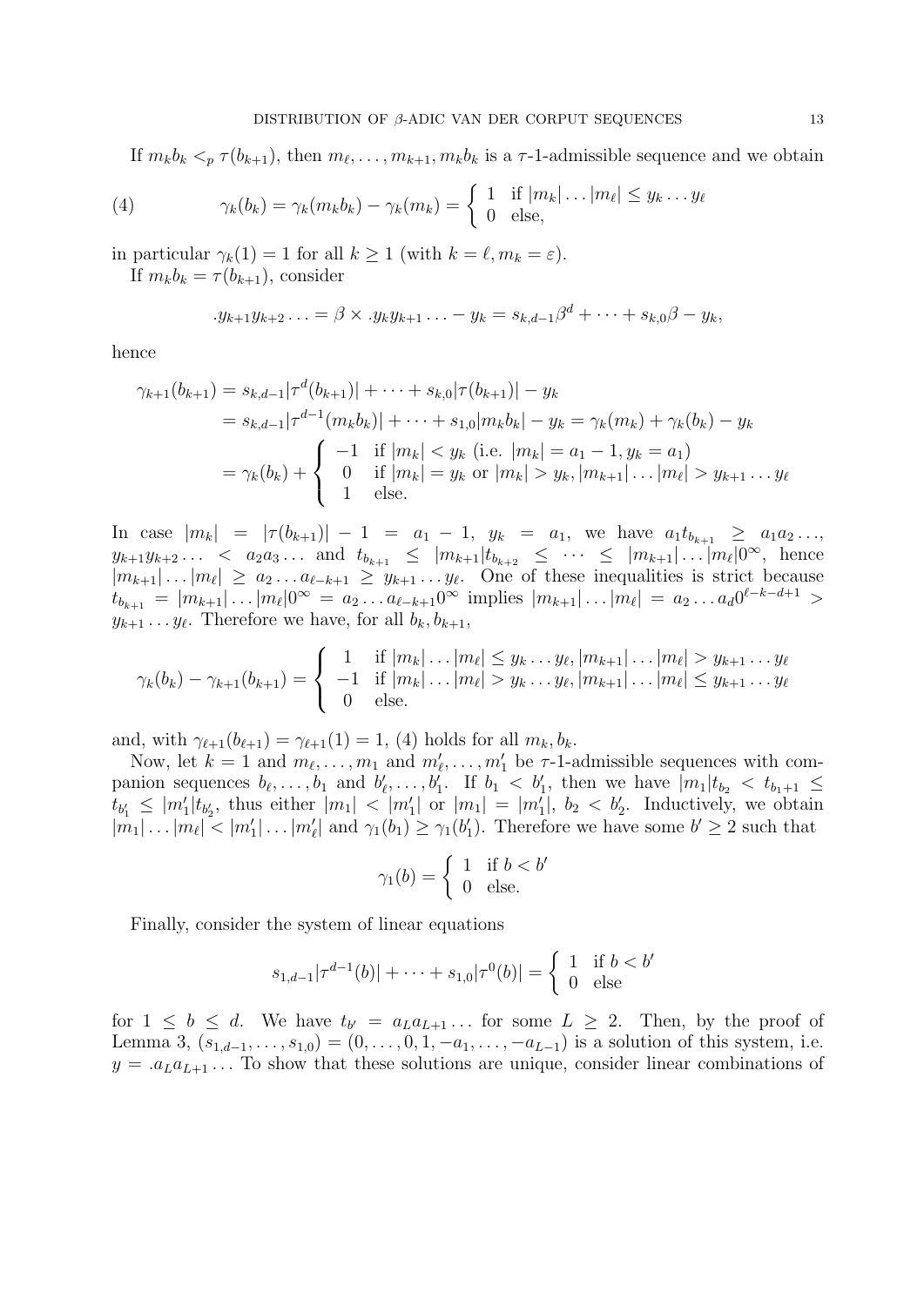If $m_k b_k <_p \tau(b_{k+1})$, then $m_\ell, \dots, m_{k+1}, m_k b_k$ is a $\tau$-1-admissible sequence and we obtain

$$\gamma_k(b_k) = \gamma_k(m_k b_k) - \gamma_k(m_k) = \begin{cases} 1 & \text{if } |m_k| \dots |m_\ell| \le y_k \dots y_\ell \\ 0 & \text{else,} \end{cases} \tag{4}$$

in particular $\gamma_k(1) = 1$ for all $k \ge 1$ (with $k = \ell, m_k = \varepsilon$).

If $m_k b_k = \tau(b_{k+1})$, consider

$$.y_{k+1} y_{k+2} \dots = \beta \times .y_k y_{k+1} \dots - y_k = s_{k,d-1}\beta^d + \dots + s_{k,0}\beta - y_k,$$

hence

$$\begin{aligned}
\gamma_{k+1}(b_{k+1}) &= s_{k,d-1}|\tau^d(b_{k+1})| + \dots + s_{k,0}|\tau(b_{k+1})| - y_k \\
&= s_{k,d-1}|\tau^{d-1}(m_k b_k)| + \dots + s_{1,0}|m_k b_k| - y_k = \gamma_k(m_k) + \gamma_k(b_k) - y_k \\
&= \gamma_k(b_k) + \begin{cases} -1 & \text{if } |m_k| < y_k \text{ (i.e. } |m_k| = a_1 - 1, y_k = a_1) \\ 0 & \text{if } |m_k| = y_k \text{ or } |m_k| > y_k, |m_{k+1}| \dots |m_\ell| > y_{k+1} \dots y_\ell \\ 1 & \text{else.} \end{cases}
\end{aligned}$$

In case $|m_k| = |\tau(b_{k+1})| - 1 = a_1 - 1$, $y_k = a_1$, we have $a_1 t_{b_{k+1}} \ge a_1 a_2 \dots$, $y_{k+1} y_{k+2} \dots < a_2 a_3 \dots$ and $t_{b_{k+1}} \le |m_{k+1}| t_{b_{k+2}} \le \dots \le |m_{k+1}| \dots |m_\ell| 0^\infty$, hence $|m_{k+1}| \dots |m_\ell| \ge a_2 \dots a_{\ell-k+1} \ge y_{k+1} \dots y_\ell$. One of these inequalities is strict because $t_{b_{k+1}} = |m_{k+1}| \dots |m_\ell| 0^\infty = a_2 \dots a_{\ell-k+1} 0^\infty$ implies $|m_{k+1}| \dots |m_\ell| = a_2 \dots a_d 0^{\ell-k-d+1} > y_{k+1} \dots y_\ell$. Therefore we have, for all $b_k, b_{k+1}$,

$$\gamma_k(b_k) - \gamma_{k+1}(b_{k+1}) = \begin{cases} 1 & \text{if } |m_k| \dots |m_\ell| \le y_k \dots y_\ell, |m_{k+1}| \dots |m_\ell| > y_{k+1} \dots y_\ell \\ -1 & \text{if } |m_k| \dots |m_\ell| > y_k \dots y_\ell, |m_{k+1}| \dots |m_\ell| \le y_{k+1} \dots y_\ell \\ 0 & \text{else.} \end{cases}$$

and, with $\gamma_{\ell+1}(b_{\ell+1}) = \gamma_{\ell+1}(1) = 1$, (4) holds for all $m_k, b_k$.

Now, let $k = 1$ and $m_\ell, \dots, m_1$ and $m'_\ell, \dots, m'_1$ be $\tau$-1-admissible sequences with companion sequences $b_\ell, \dots, b_1$ and $b'_\ell, \dots, b'_1$. If $b_1 < b'_1$, then we have $|m_1| t_{b_2} < t_{b_1+1} \le t_{b'_1} \le |m'_1| t_{b'_2}$, thus either $|m_1| < |m'_1|$ or $|m_1| = |m'_1|$, $b_2 < b'_2$. Inductively, we obtain $|m_1| \dots |m_\ell| < |m'_1| \dots |m'_\ell|$ and $\gamma_1(b_1) \ge \gamma_1(b'_1)$. Therefore we have some $b' \ge 2$ such that

$$\gamma_1(b) = \begin{cases} 1 & \text{if } b < b' \\ 0 & \text{else.} \end{cases}$$

Finally, consider the system of linear equations

$$s_{1,d-1}|\tau^{d-1}(b)| + \dots + s_{1,0}|\tau^0(b)| = \begin{cases} 1 & \text{if } b < b' \\ 0 & \text{else} \end{cases}$$

for $1 \le b \le d$. We have $t_{b'} = a_L a_{L+1} \dots$ for some $L \ge 2$. Then, by the proof of Lemma 3, $(s_{1,d-1}, \dots, s_{1,0}) = (0, \dots, 0, 1, -a_1, \dots, -a_{L-1})$ is a solution of this system, i.e. $y = .a_L a_{L+1} \dots$ To show that these solutions are unique, consider linear combinations of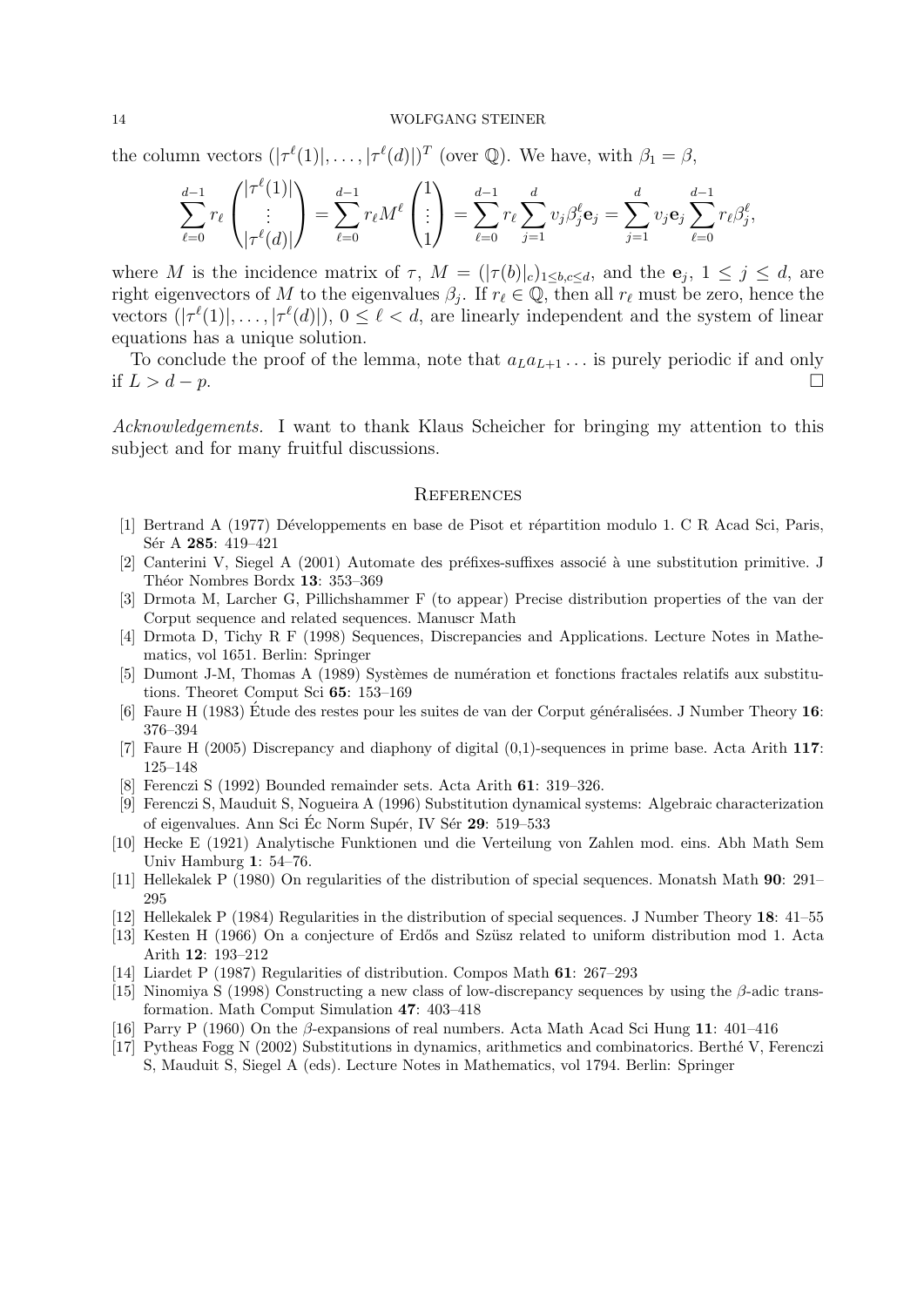the column vectors $(|\tau^\ell(1)|, \ldots, |\tau^\ell(d)|)^T$ (over $\mathbb{Q}$). We have, with $\beta_1 = \beta$,

$$\sum_{\ell=0}^{d-1} r_\ell \begin{pmatrix} |\tau^\ell(1)| \\ \vdots \\ |\tau^\ell(d)| \end{pmatrix} = \sum_{\ell=0}^{d-1} r_\ell M^\ell \begin{pmatrix} 1 \\ \vdots \\ 1 \end{pmatrix} = \sum_{\ell=0}^{d-1} r_\ell \sum_{j=1}^{d} v_j \beta_j^\ell \mathbf{e}_j = \sum_{j=1}^{d} v_j \mathbf{e}_j \sum_{\ell=0}^{d-1} r_\ell \beta_j^\ell,$$

where $M$ is the incidence matrix of $\tau$, $M = (|\tau(b)|_c)_{1 \le b,c \le d}$, and the $\mathbf{e}_j$, $1 \le j \le d$, are right eigenvectors of $M$ to the eigenvalues $\beta_j$. If $r_\ell \in \mathbb{Q}$, then all $r_\ell$ must be zero, hence the vectors $(|\tau^\ell(1)|, \ldots, |\tau^\ell(d)|)$, $0 \le \ell < d$, are linearly independent and the system of linear equations has a unique solution.

To conclude the proof of the lemma, note that $a_L a_{L+1} \ldots$ is purely periodic if and only if $L > d - p$. □

*Acknowledgements.* I want to thank Klaus Scheicher for bringing my attention to this subject and for many fruitful discussions.

## References

[1] Bertrand A (1977) Développements en base de Pisot et répartition modulo 1. C R Acad Sci, Paris, Sér A **285**: 419–421

[2] Canterini V, Siegel A (2001) Automate des préfixes-suffixes associé à une substitution primitive. J Théor Nombres Bordx **13**: 353–369

[3] Drmota M, Larcher G, Pillichshammer F (to appear) Precise distribution properties of the van der Corput sequence and related sequences. Manuscr Math

[4] Drmota D, Tichy R F (1998) Sequences, Discrepancies and Applications. Lecture Notes in Mathematics, vol 1651. Berlin: Springer

[5] Dumont J-M, Thomas A (1989) Systèmes de numération et fonctions fractales relatifs aux substitutions. Theoret Comput Sci **65**: 153–169

[6] Faure H (1983) Étude des restes pour les suites de van der Corput généralisées. J Number Theory **16**: 376–394

[7] Faure H (2005) Discrepancy and diaphony of digital (0,1)-sequences in prime base. Acta Arith **117**: 125–148

[8] Ferenczi S (1992) Bounded remainder sets. Acta Arith **61**: 319–326.

[9] Ferenczi S, Mauduit S, Nogueira A (1996) Substitution dynamical systems: Algebraic characterization of eigenvalues. Ann Sci Éc Norm Supér, IV Sér **29**: 519–533

[10] Hecke E (1921) Analytische Funktionen und die Verteilung von Zahlen mod. eins. Abh Math Sem Univ Hamburg **1**: 54–76.

[11] Hellekalek P (1980) On regularities of the distribution of special sequences. Monatsh Math **90**: 291–295

[12] Hellekalek P (1984) Regularities in the distribution of special sequences. J Number Theory **18**: 41–55

[13] Kesten H (1966) On a conjecture of Erdős and Szüsz related to uniform distribution mod 1. Acta Arith **12**: 193–212

[14] Liardet P (1987) Regularities of distribution. Compos Math **61**: 267–293

[15] Ninomiya S (1998) Constructing a new class of low-discrepancy sequences by using the $\beta$-adic transformation. Math Comput Simulation **47**: 403–418

[16] Parry P (1960) On the $\beta$-expansions of real numbers. Acta Math Acad Sci Hung **11**: 401–416

[17] Pytheas Fogg N (2002) Substitutions in dynamics, arithmetics and combinatorics. Berthé V, Ferenczi S, Mauduit S, Siegel A (eds). Lecture Notes in Mathematics, vol 1794. Berlin: Springer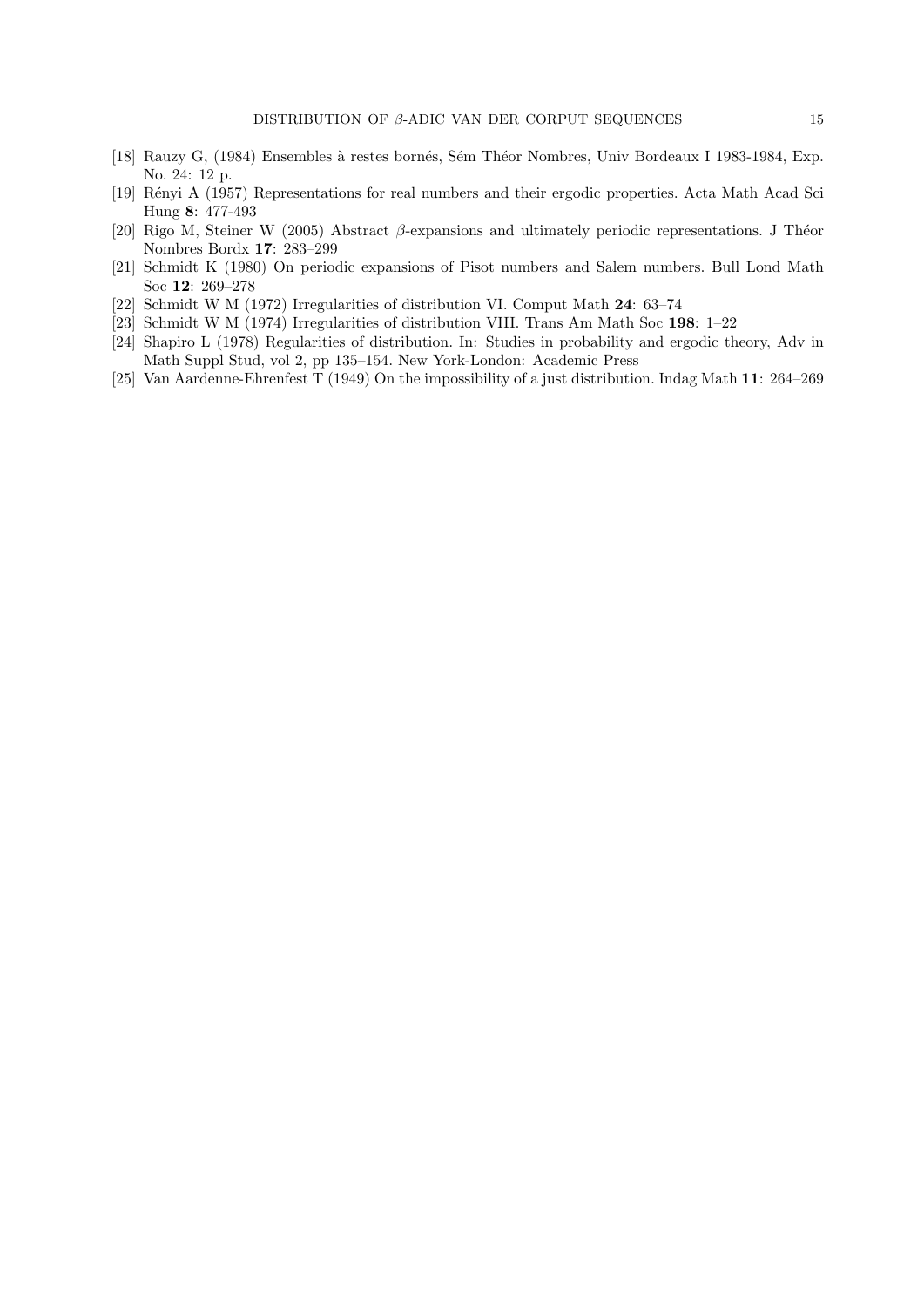[18] Rauzy G, (1984) Ensembles à restes bornés, Sém Théor Nombres, Univ Bordeaux I 1983-1984, Exp. No. 24: 12 p.

[19] Rényi A (1957) Representations for real numbers and their ergodic properties. Acta Math Acad Sci Hung **8**: 477-493

[20] Rigo M, Steiner W (2005) Abstract $\beta$-expansions and ultimately periodic representations. J Théor Nombres Bordx **17**: 283–299

[21] Schmidt K (1980) On periodic expansions of Pisot numbers and Salem numbers. Bull Lond Math Soc **12**: 269–278

[22] Schmidt W M (1972) Irregularities of distribution VI. Comput Math **24**: 63–74

[23] Schmidt W M (1974) Irregularities of distribution VIII. Trans Am Math Soc **198**: 1–22

[24] Shapiro L (1978) Regularities of distribution. In: Studies in probability and ergodic theory, Adv in Math Suppl Stud, vol 2, pp 135–154. New York-London: Academic Press

[25] Van Aardenne-Ehrenfest T (1949) On the impossibility of a just distribution. Indag Math **11**: 264–269